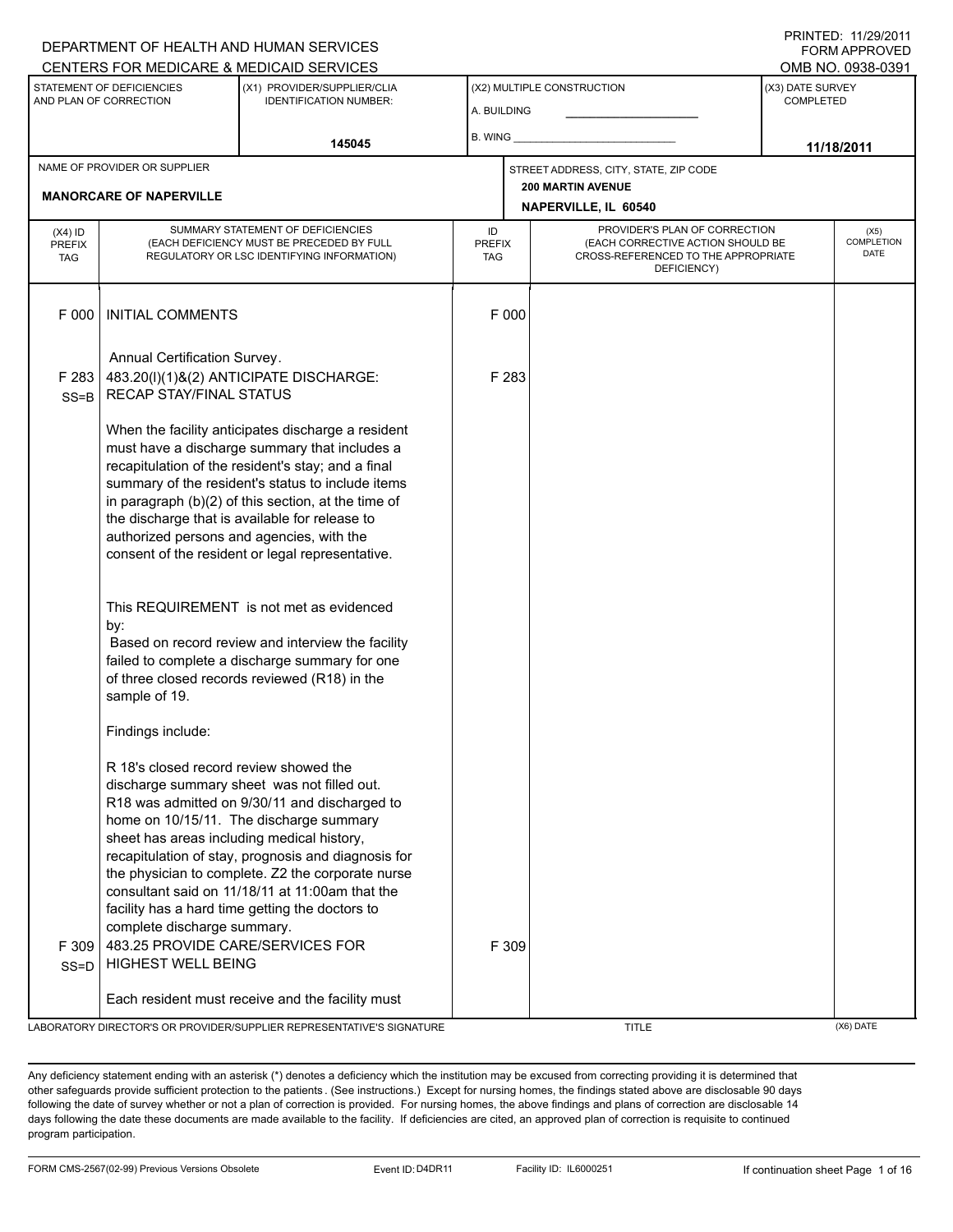DEPARTMENT OF HEALTH AND HUMAN SERVICES
CENTERS FOR MEDICARE & MEDICAID SERVICES

PRINTED: 11/29/2011
FORM APPROVED
OMB NO. 0938-0391

| STATEMENT OF DEFICIENCIES AND PLAN OF CORRECTION | (X1) PROVIDER/SUPPLIER/CLIA IDENTIFICATION NUMBER: | (X2) MULTIPLE CONSTRUCTION | (X3) DATE SURVEY COMPLETED |
|---|---|---|---|
| | 145045 | A. BUILDING ______ B. WING ______ | 11/18/2011 |

| NAME OF PROVIDER OR SUPPLIER | STREET ADDRESS, CITY, STATE, ZIP CODE |
|---|---|
| MANORCARE OF NAPERVILLE | 200 MARTIN AVENUE NAPERVILLE, IL 60540 |

| (X4) ID PREFIX TAG | SUMMARY STATEMENT OF DEFICIENCIES (EACH DEFICIENCY MUST BE PRECEDED BY FULL REGULATORY OR LSC IDENTIFYING INFORMATION) | ID PREFIX TAG | PROVIDER'S PLAN OF CORRECTION (EACH CORRECTIVE ACTION SHOULD BE CROSS-REFERENCED TO THE APPROPRIATE DEFICIENCY) | (X5) COMPLETION DATE |
|---|---|---|---|---|
| F 000 | INITIAL COMMENTS<br><br>Annual Certification Survey. | F 000 | | |
| F 283 SS=B | 483.20(l)(1)&(2) ANTICIPATE DISCHARGE: RECAP STAY/FINAL STATUS<br><br>When the facility anticipates discharge a resident must have a discharge summary that includes a recapitulation of the resident's stay; and a final summary of the resident's status to include items in paragraph (b)(2) of this section, at the time of the discharge that is available for release to authorized persons and agencies, with the consent of the resident or legal representative.<br><br>This REQUIREMENT is not met as evidenced by:<br>Based on record review and interview the facility failed to complete a discharge summary for one of three closed records reviewed (R18) in the sample of 19.<br><br>Findings include:<br><br>R 18's closed record review showed the discharge summary sheet was not filled out. R18 was admitted on 9/30/11 and discharged to home on 10/15/11. The discharge summary sheet has areas including medical history, recapitulation of stay, prognosis and diagnosis for the physician to complete. Z2 the corporate nurse consultant said on 11/18/11 at 11:00am that the facility has a hard time getting the doctors to complete discharge summary. | F 283 | | |
| F 309 SS=D | 483.25 PROVIDE CARE/SERVICES FOR HIGHEST WELL BEING<br><br>Each resident must receive and the facility must | F 309 | | |

LABORATORY DIRECTOR'S OR PROVIDER/SUPPLIER REPRESENTATIVE'S SIGNATURE | TITLE | (X6) DATE

Any deficiency statement ending with an asterisk (*) denotes a deficiency which the institution may be excused from correcting providing it is determined that other safeguards provide sufficient protection to the patients. (See instructions.) Except for nursing homes, the findings stated above are disclosable 90 days following the date of survey whether or not a plan of correction is provided. For nursing homes, the above findings and plans of correction are disclosable 14 days following the date these documents are made available to the facility. If deficiencies are cited, an approved plan of correction is requisite to continued program participation.

FORM CMS-2567(02-99) Previous Versions Obsolete | Event ID: D4DR11 | Facility ID: IL6000251 | If continuation sheet Page 1 of 16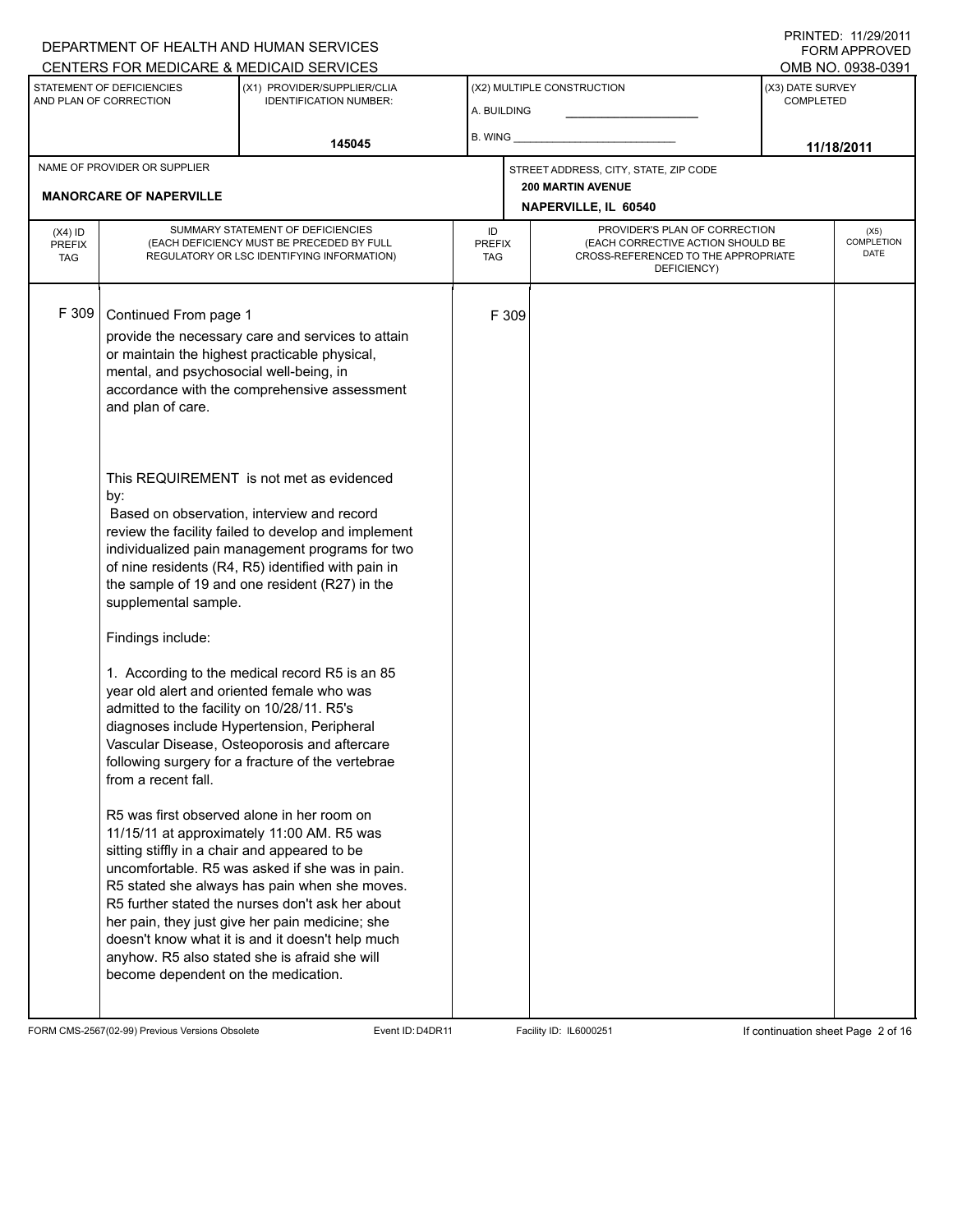DEPARTMENT OF HEALTH AND HUMAN SERVICES
CENTERS FOR MEDICARE & MEDICAID SERVICES

PRINTED: 11/29/2011
FORM APPROVED
OMB NO. 0938-0391

| STATEMENT OF DEFICIENCIES AND PLAN OF CORRECTION | (X1) PROVIDER/SUPPLIER/CLIA IDENTIFICATION NUMBER: | (X2) MULTIPLE CONSTRUCTION | (X3) DATE SURVEY COMPLETED |
|---|---|---|---|
| | 145045 | A. BUILDING ___ B. WING ___ | 11/18/2011 |

| NAME OF PROVIDER OR SUPPLIER | STREET ADDRESS, CITY, STATE, ZIP CODE |
|---|---|
| MANORCARE OF NAPERVILLE | 200 MARTIN AVENUE NAPERVILLE, IL 60540 |

| (X4) ID PREFIX TAG | SUMMARY STATEMENT OF DEFICIENCIES (EACH DEFICIENCY MUST BE PRECEDED BY FULL REGULATORY OR LSC IDENTIFYING INFORMATION) | ID PREFIX TAG | PROVIDER'S PLAN OF CORRECTION (EACH CORRECTIVE ACTION SHOULD BE CROSS-REFERENCED TO THE APPROPRIATE DEFICIENCY) | (X5) COMPLETION DATE |
|---|---|---|---|---|
| F 309 | Continued From page 1 | F 309 | | |

provide the necessary care and services to attain or maintain the highest practicable physical, mental, and psychosocial well-being, in accordance with the comprehensive assessment and plan of care.

This REQUIREMENT is not met as evidenced by:
Based on observation, interview and record review the facility failed to develop and implement individualized pain management programs for two of nine residents (R4, R5) identified with pain in the sample of 19 and one resident (R27) in the supplemental sample.

Findings include:

1. According to the medical record R5 is an 85 year old alert and oriented female who was admitted to the facility on 10/28/11. R5's diagnoses include Hypertension, Peripheral Vascular Disease, Osteoporosis and aftercare following surgery for a fracture of the vertebrae from a recent fall.

R5 was first observed alone in her room on 11/15/11 at approximately 11:00 AM. R5 was sitting stiffly in a chair and appeared to be uncomfortable. R5 was asked if she was in pain. R5 stated she always has pain when she moves. R5 further stated the nurses don't ask her about her pain, they just give her pain medicine; she doesn't know what it is and it doesn't help much anyhow. R5 also stated she is afraid she will become dependent on the medication.

FORM CMS-2567(02-99) Previous Versions Obsolete    Event ID: D4DR11    Facility ID: IL6000251    If continuation sheet Page 2 of 16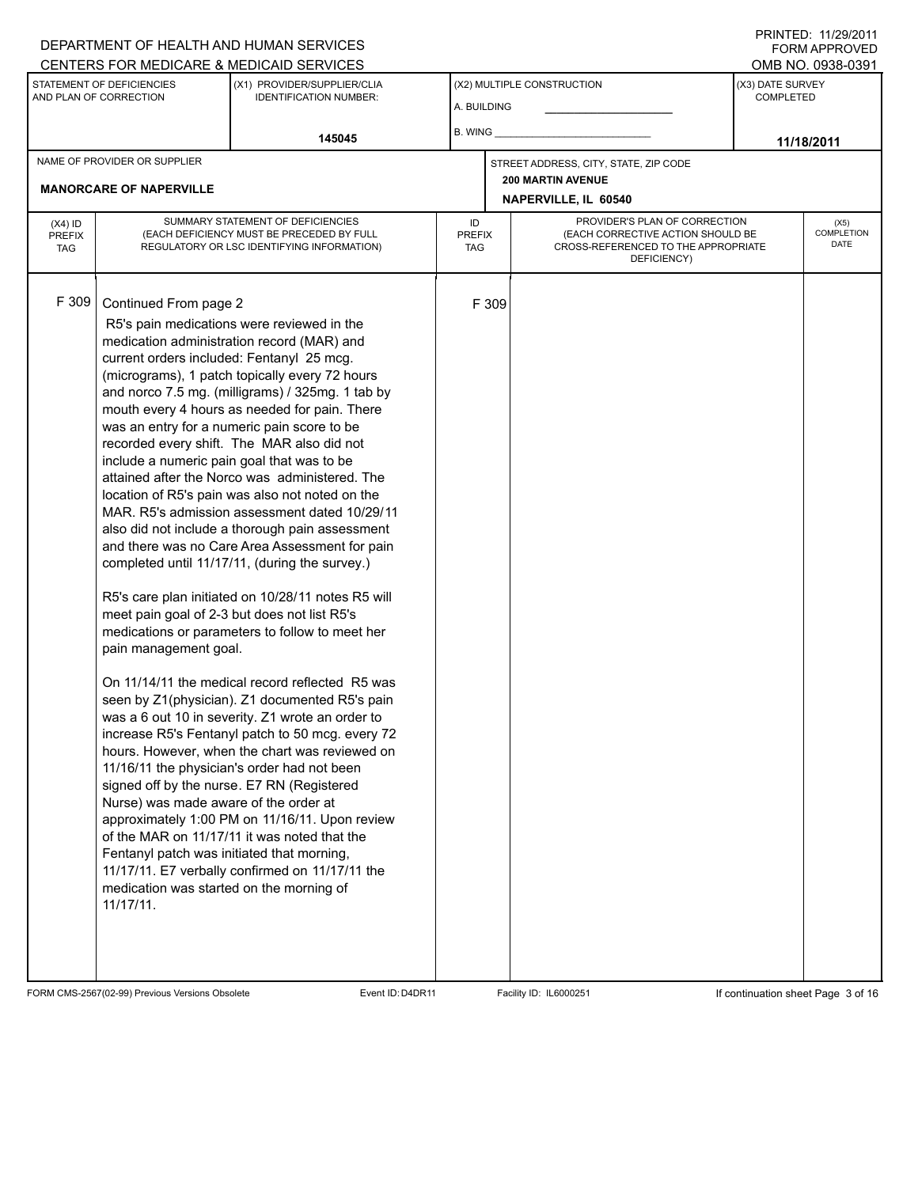DEPARTMENT OF HEALTH AND HUMAN SERVICES
CENTERS FOR MEDICARE & MEDICAID SERVICES

PRINTED: 11/29/2011
FORM APPROVED
OMB NO. 0938-0391

| STATEMENT OF DEFICIENCIES AND PLAN OF CORRECTION | (X1) PROVIDER/SUPPLIER/CLIA IDENTIFICATION NUMBER: | (X2) MULTIPLE CONSTRUCTION | (X3) DATE SURVEY COMPLETED |
|---|---|---|---|
| | 145045 | A. BUILDING ______ B. WING ______ | 11/18/2011 |

| NAME OF PROVIDER OR SUPPLIER | STREET ADDRESS, CITY, STATE, ZIP CODE |
|---|---|
| MANORCARE OF NAPERVILLE | 200 MARTIN AVENUE NAPERVILLE, IL 60540 |

| (X4) ID PREFIX TAG | SUMMARY STATEMENT OF DEFICIENCIES (EACH DEFICIENCY MUST BE PRECEDED BY FULL REGULATORY OR LSC IDENTIFYING INFORMATION) | ID PREFIX TAG | PROVIDER'S PLAN OF CORRECTION (EACH CORRECTIVE ACTION SHOULD BE CROSS-REFERENCED TO THE APPROPRIATE DEFICIENCY) | (X5) COMPLETION DATE |
|---|---|---|---|---|
| F 309 | Continued From page 2 | F 309 | | |

R5's pain medications were reviewed in the medication administration record (MAR) and current orders included: Fentanyl 25 mcg. (micrograms), 1 patch topically every 72 hours and norco 7.5 mg. (milligrams) / 325mg. 1 tab by mouth every 4 hours as needed for pain. There was an entry for a numeric pain score to be recorded every shift. The MAR also did not include a numeric pain goal that was to be attained after the Norco was administered. The location of R5's pain was also not noted on the MAR. R5's admission assessment dated 10/29/11 also did not include a thorough pain assessment and there was no Care Area Assessment for pain completed until 11/17/11, (during the survey.)

R5's care plan initiated on 10/28/11 notes R5 will meet pain goal of 2-3 but does not list R5's medications or parameters to follow to meet her pain management goal.

On 11/14/11 the medical record reflected R5 was seen by Z1(physician). Z1 documented R5's pain was a 6 out 10 in severity. Z1 wrote an order to increase R5's Fentanyl patch to 50 mcg. every 72 hours. However, when the chart was reviewed on 11/16/11 the physician's order had not been signed off by the nurse. E7 RN (Registered Nurse) was made aware of the order at approximately 1:00 PM on 11/16/11. Upon review of the MAR on 11/17/11 it was noted that the Fentanyl patch was initiated that morning, 11/17/11. E7 verbally confirmed on 11/17/11 the medication was started on the morning of 11/17/11.

FORM CMS-2567(02-99) Previous Versions Obsolete Event ID: D4DR11 Facility ID: IL6000251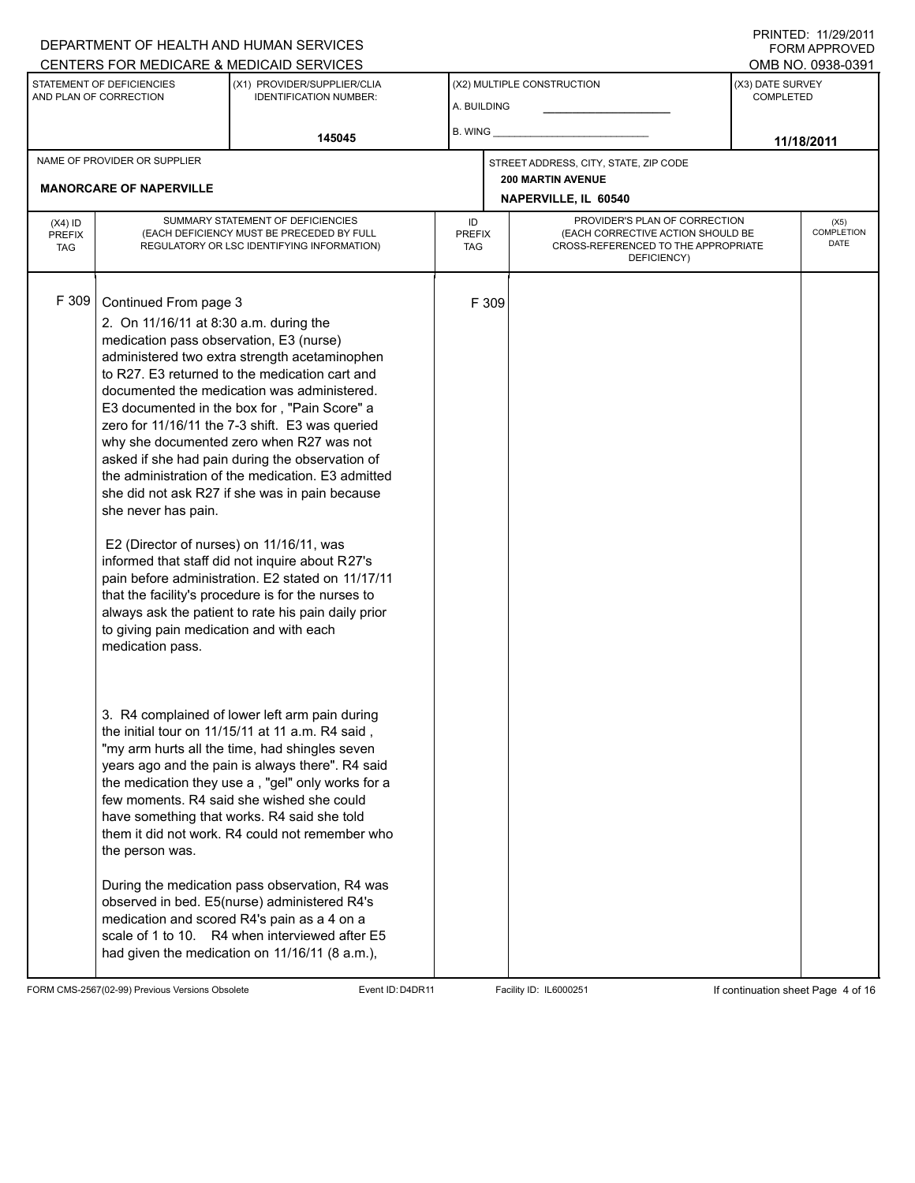DEPARTMENT OF HEALTH AND HUMAN SERVICES
CENTERS FOR MEDICARE & MEDICAID SERVICES

PRINTED: 11/29/2011
FORM APPROVED
OMB NO. 0938-0391

| STATEMENT OF DEFICIENCIES AND PLAN OF CORRECTION | (X1) PROVIDER/SUPPLIER/CLIA IDENTIFICATION NUMBER: | (X2) MULTIPLE CONSTRUCTION | (X3) DATE SURVEY COMPLETED |
|---|---|---|---|
| | 145045 | A. BUILDING<br>B. WING | 11/18/2011 |

| NAME OF PROVIDER OR SUPPLIER | STREET ADDRESS, CITY, STATE, ZIP CODE |
|---|---|
| MANORCARE OF NAPERVILLE | 200 MARTIN AVENUE<br>NAPERVILLE, IL 60540 |

| (X4) ID PREFIX TAG | SUMMARY STATEMENT OF DEFICIENCIES (EACH DEFICIENCY MUST BE PRECEDED BY FULL REGULATORY OR LSC IDENTIFYING INFORMATION) | ID PREFIX TAG | PROVIDER'S PLAN OF CORRECTION (EACH CORRECTIVE ACTION SHOULD BE CROSS-REFERENCED TO THE APPROPRIATE DEFICIENCY) | (X5) COMPLETION DATE |
|---|---|---|---|---|
| F 309 | Continued From page 3 | F 309 | | |

2. On 11/16/11 at 8:30 a.m. during the medication pass observation, E3 (nurse) administered two extra strength acetaminophen to R27. E3 returned to the medication cart and documented the medication was administered. E3 documented in the box for , "Pain Score" a zero for 11/16/11 the 7-3 shift. E3 was queried why she documented zero when R27 was not asked if she had pain during the observation of the administration of the medication. E3 admitted she did not ask R27 if she was in pain because she never has pain.

E2 (Director of nurses) on 11/16/11, was informed that staff did not inquire about R27's pain before administration. E2 stated on 11/17/11 that the facility's procedure is for the nurses to always ask the patient to rate his pain daily prior to giving pain medication and with each medication pass.

3. R4 complained of lower left arm pain during the initial tour on 11/15/11 at 11 a.m. R4 said , "my arm hurts all the time, had shingles seven years ago and the pain is always there". R4 said the medication they use a , "gel" only works for a few moments. R4 said she wished she could have something that works. R4 said she told them it did not work. R4 could not remember who the person was.

During the medication pass observation, R4 was observed in bed. E5(nurse) administered R4's medication and scored R4's pain as a 4 on a scale of 1 to 10. R4 when interviewed after E5 had given the medication on 11/16/11 (8 a.m.),

FORM CMS-2567(02-99) Previous Versions Obsolete Event ID: D4DR11 Facility ID: IL6000251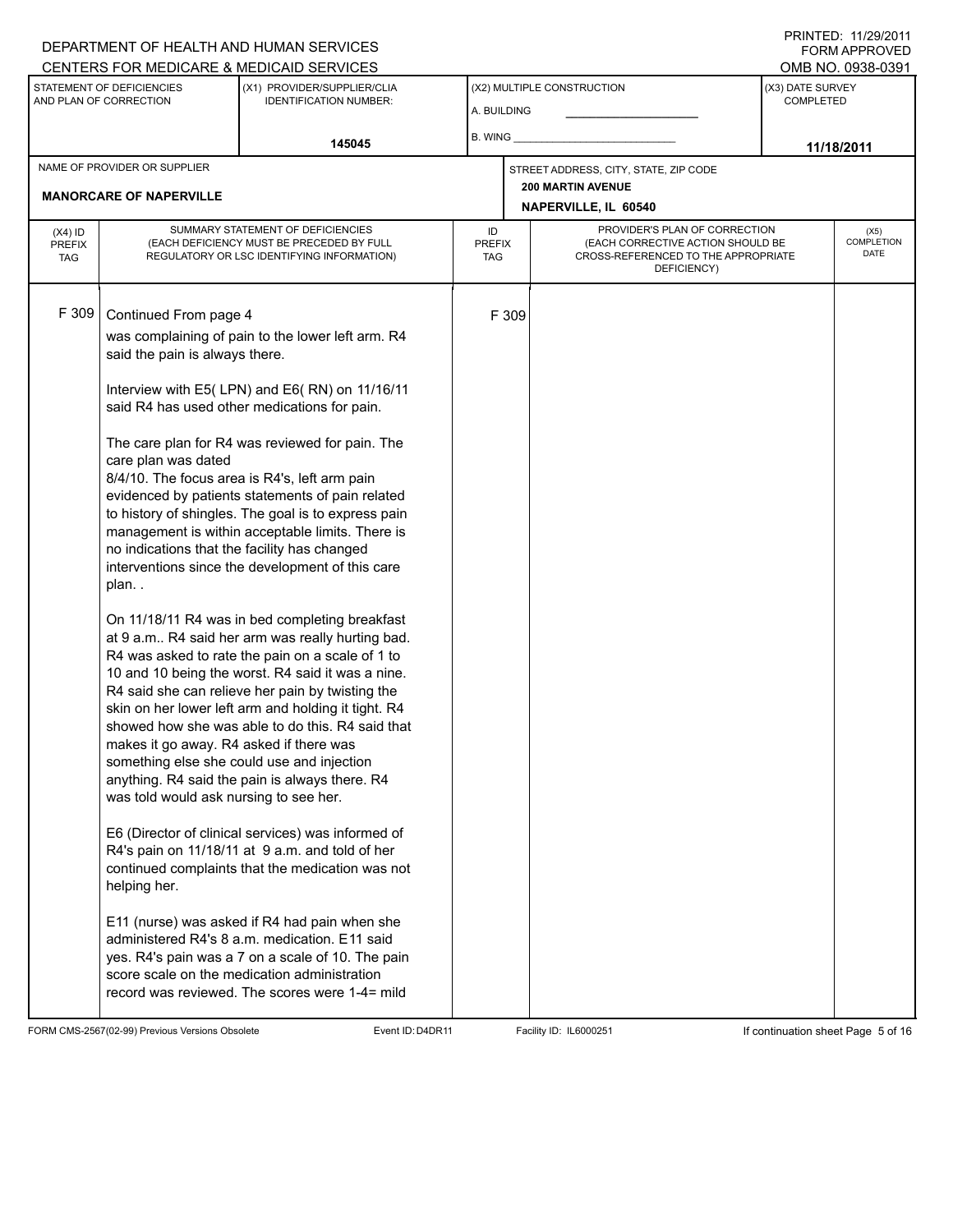DEPARTMENT OF HEALTH AND HUMAN SERVICES
CENTERS FOR MEDICARE & MEDICAID SERVICES

PRINTED: 11/29/2011
FORM APPROVED
OMB NO. 0938-0391

| STATEMENT OF DEFICIENCIES AND PLAN OF CORRECTION | (X1) PROVIDER/SUPPLIER/CLIA IDENTIFICATION NUMBER: | (X2) MULTIPLE CONSTRUCTION | (X3) DATE SURVEY COMPLETED |
|---|---|---|---|
| | 145045 | A. BUILDING ______ B. WING ______ | 11/18/2011 |

| NAME OF PROVIDER OR SUPPLIER | STREET ADDRESS, CITY, STATE, ZIP CODE |
|---|---|
| MANORCARE OF NAPERVILLE | 200 MARTIN AVENUE NAPERVILLE, IL 60540 |

| (X4) ID PREFIX TAG | SUMMARY STATEMENT OF DEFICIENCIES (EACH DEFICIENCY MUST BE PRECEDED BY FULL REGULATORY OR LSC IDENTIFYING INFORMATION) | ID PREFIX TAG | PROVIDER'S PLAN OF CORRECTION (EACH CORRECTIVE ACTION SHOULD BE CROSS-REFERENCED TO THE APPROPRIATE DEFICIENCY) | (X5) COMPLETION DATE |
|---|---|---|---|---|
| F 309 | Continued From page 4 | F 309 | | |

was complaining of pain to the lower left arm. R4 said the pain is always there.

Interview with E5( LPN) and E6( RN) on 11/16/11 said R4 has used other medications for pain.

The care plan for R4 was reviewed for pain. The care plan was dated
8/4/10. The focus area is R4's, left arm pain evidenced by patients statements of pain related to history of shingles. The goal is to express pain management is within acceptable limits. There is no indications that the facility has changed interventions since the development of this care plan. .

On 11/18/11 R4 was in bed completing breakfast at 9 a.m.. R4 said her arm was really hurting bad. R4 was asked to rate the pain on a scale of 1 to 10 and 10 being the worst. R4 said it was a nine. R4 said she can relieve her pain by twisting the skin on her lower left arm and holding it tight. R4 showed how she was able to do this. R4 said that makes it go away. R4 asked if there was something else she could use and injection anything. R4 said the pain is always there. R4 was told would ask nursing to see her.

E6 (Director of clinical services) was informed of R4's pain on 11/18/11 at 9 a.m. and told of her continued complaints that the medication was not helping her.

E11 (nurse) was asked if R4 had pain when she administered R4's 8 a.m. medication. E11 said yes. R4's pain was a 7 on a scale of 10. The pain score scale on the medication administration record was reviewed. The scores were 1-4= mild

FORM CMS-2567(02-99) Previous Versions Obsolete Event ID: D4DR11 Facility ID: IL6000251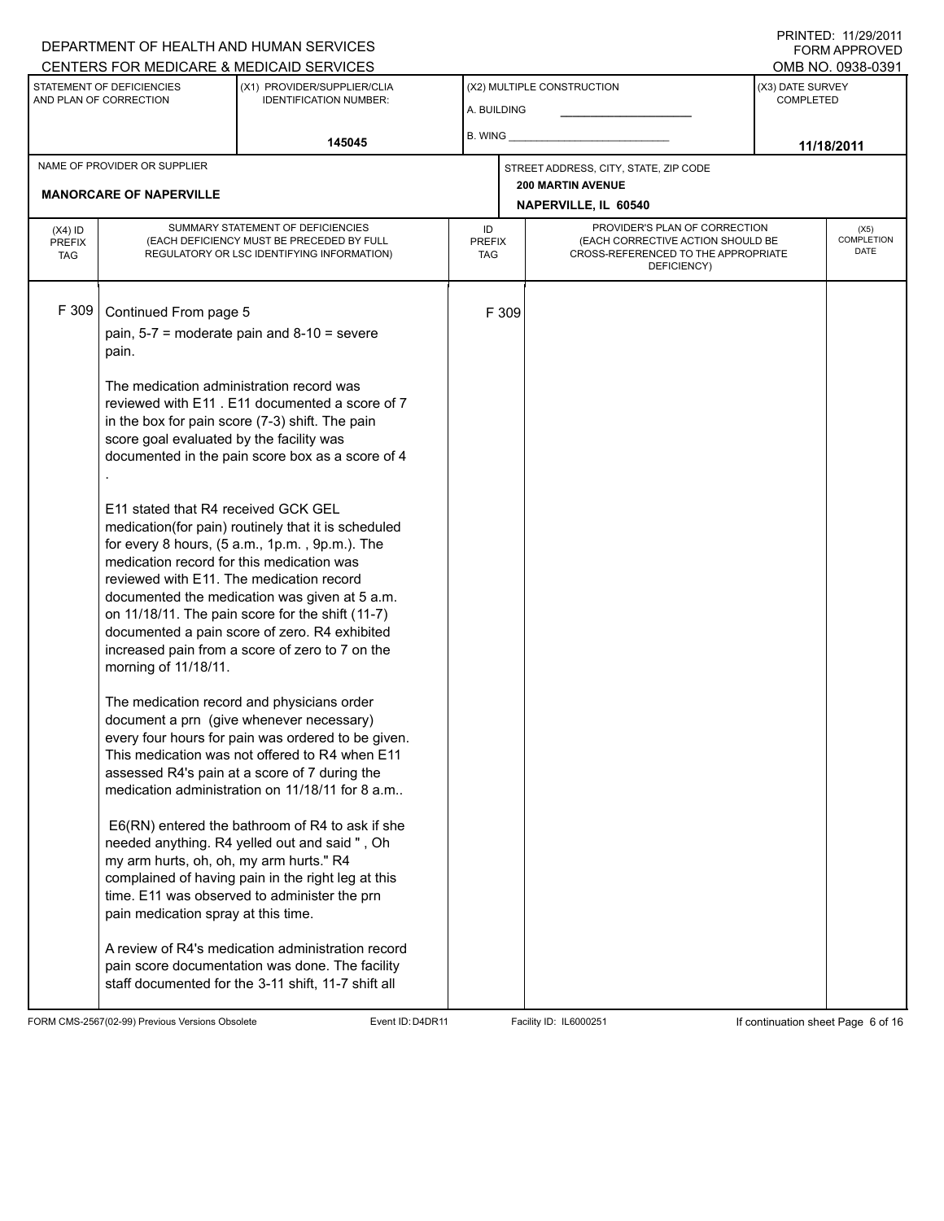DEPARTMENT OF HEALTH AND HUMAN SERVICES
CENTERS FOR MEDICARE & MEDICAID SERVICES

PRINTED: 11/29/2011
FORM APPROVED
OMB NO. 0938-0391

| STATEMENT OF DEFICIENCIES AND PLAN OF CORRECTION | (X1) PROVIDER/SUPPLIER/CLIA IDENTIFICATION NUMBER: | (X2) MULTIPLE CONSTRUCTION | (X3) DATE SURVEY COMPLETED |
|---|---|---|---|
| | 145045 | A. BUILDING ___ B. WING ___ | 11/18/2011 |

| NAME OF PROVIDER OR SUPPLIER | STREET ADDRESS, CITY, STATE, ZIP CODE |
|---|---|
| MANORCARE OF NAPERVILLE | 200 MARTIN AVENUE NAPERVILLE, IL 60540 |

| (X4) ID PREFIX TAG | SUMMARY STATEMENT OF DEFICIENCIES (EACH DEFICIENCY MUST BE PRECEDED BY FULL REGULATORY OR LSC IDENTIFYING INFORMATION) | ID PREFIX TAG | PROVIDER'S PLAN OF CORRECTION (EACH CORRECTIVE ACTION SHOULD BE CROSS-REFERENCED TO THE APPROPRIATE DEFICIENCY) | (X5) COMPLETION DATE |
|---|---|---|---|---|
| F 309 | Continued From page 5<br>pain, 5-7 = moderate pain and 8-10 = severe pain.<br><br>The medication administration record was reviewed with E11 . E11 documented a score of 7 in the box for pain score (7-3) shift. The pain score goal evaluated by the facility was documented in the pain score box as a score of 4 .<br><br>E11 stated that R4 received GCK GEL medication(for pain) routinely that it is scheduled for every 8 hours, (5 a.m., 1p.m. , 9p.m.). The medication record for this medication was reviewed with E11. The medication record documented the medication was given at 5 a.m. on 11/18/11. The pain score for the shift (11-7) documented a pain score of zero. R4 exhibited increased pain from a score of zero to 7 on the morning of 11/18/11.<br><br>The medication record and physicians order document a prn (give whenever necessary) every four hours for pain was ordered to be given. This medication was not offered to R4 when E11 assessed R4's pain at a score of 7 during the medication administration on 11/18/11 for 8 a.m..<br><br>E6(RN) entered the bathroom of R4 to ask if she needed anything. R4 yelled out and said " , Oh my arm hurts, oh, oh, my arm hurts." R4 complained of having pain in the right leg at this time. E11 was observed to administer the prn pain medication spray at this time.<br><br>A review of R4's medication administration record pain score documentation was done. The facility staff documented for the 3-11 shift, 11-7 shift all | F 309 | | |

FORM CMS-2567(02-99) Previous Versions Obsolete | Event ID: D4DR11 | Facility ID: IL6000251 | If continuation sheet Page 6 of 16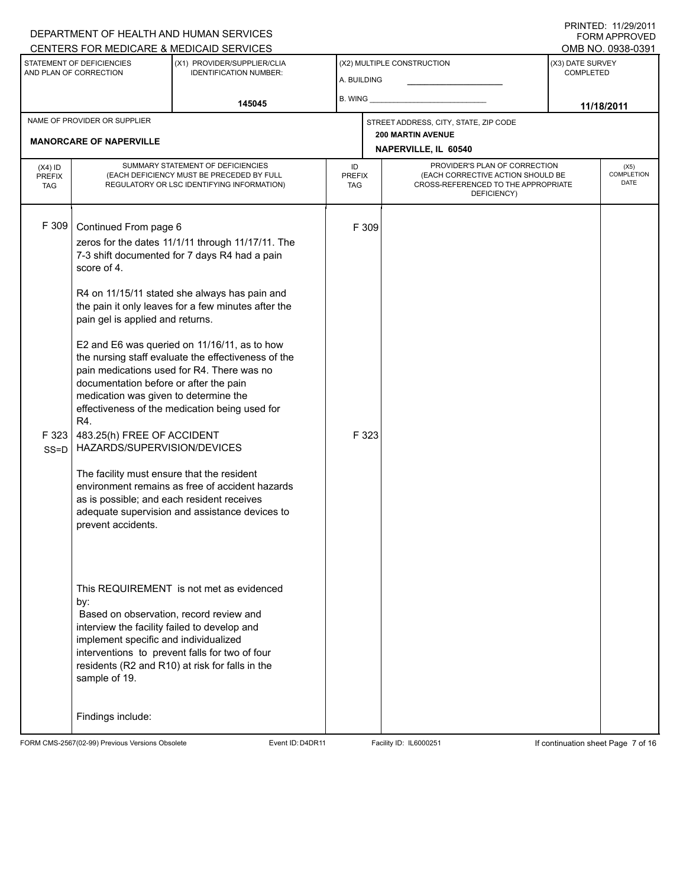DEPARTMENT OF HEALTH AND HUMAN SERVICES
CENTERS FOR MEDICARE & MEDICAID SERVICES

PRINTED: 11/29/2011
FORM APPROVED
OMB NO. 0938-0391

| STATEMENT OF DEFICIENCIES AND PLAN OF CORRECTION | (X1) PROVIDER/SUPPLIER/CLIA IDENTIFICATION NUMBER: | (X2) MULTIPLE CONSTRUCTION | (X3) DATE SURVEY COMPLETED |
|---|---|---|---|
| | 145045 | A. BUILDING<br>B. WING | 11/18/2011 |

| NAME OF PROVIDER OR SUPPLIER | STREET ADDRESS, CITY, STATE, ZIP CODE |
|---|---|
| MANORCARE OF NAPERVILLE | 200 MARTIN AVENUE<br>NAPERVILLE, IL 60540 |

| (X4) ID PREFIX TAG | SUMMARY STATEMENT OF DEFICIENCIES (EACH DEFICIENCY MUST BE PRECEDED BY FULL REGULATORY OR LSC IDENTIFYING INFORMATION) | ID PREFIX TAG | PROVIDER'S PLAN OF CORRECTION (EACH CORRECTIVE ACTION SHOULD BE CROSS-REFERENCED TO THE APPROPRIATE DEFICIENCY) | (X5) COMPLETION DATE |
|---|---|---|---|---|
| F 309 | Continued From page 6<br>zeros for the dates 11/1/11 through 11/17/11. The 7-3 shift documented for 7 days R4 had a pain score of 4.<br><br>R4 on 11/15/11 stated she always has pain and the pain it only leaves for a few minutes after the pain gel is applied and returns.<br><br>E2 and E6 was queried on 11/16/11, as to how the nursing staff evaluate the effectiveness of the pain medications used for R4. There was no documentation before or after the pain medication was given to determine the effectiveness of the medication being used for R4. | F 309 | | |
| F 323 SS=D | 483.25(h) FREE OF ACCIDENT HAZARDS/SUPERVISION/DEVICES<br><br>The facility must ensure that the resident environment remains as free of accident hazards as is possible; and each resident receives adequate supervision and assistance devices to prevent accidents.<br><br>This REQUIREMENT is not met as evidenced by:<br>Based on observation, record review and interview the facility failed to develop and implement specific and individualized interventions to prevent falls for two of four residents (R2 and R10) at risk for falls in the sample of 19.<br><br>Findings include: | F 323 | | |

FORM CMS-2567(02-99) Previous Versions Obsolete    Event ID: D4DR11    Facility ID: IL6000251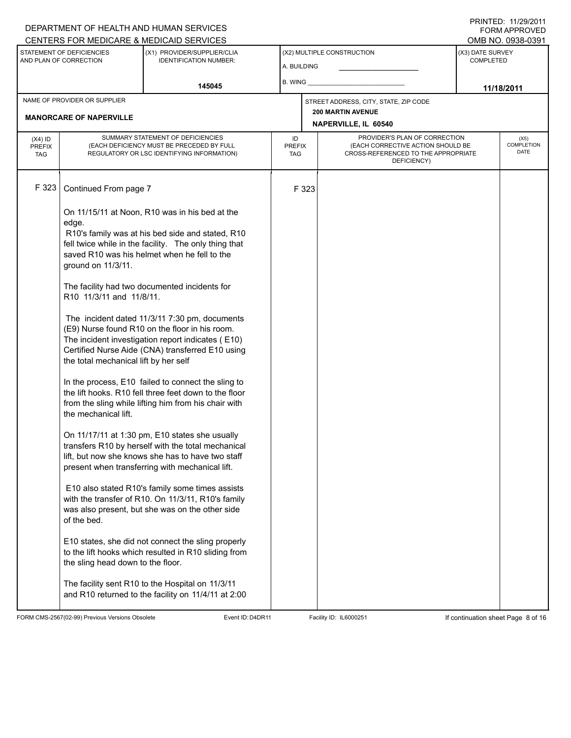DEPARTMENT OF HEALTH AND HUMAN SERVICES
CENTERS FOR MEDICARE & MEDICAID SERVICES

PRINTED: 11/29/2011
FORM APPROVED
OMB NO. 0938-0391

| STATEMENT OF DEFICIENCIES AND PLAN OF CORRECTION | (X1) PROVIDER/SUPPLIER/CLIA IDENTIFICATION NUMBER: | (X2) MULTIPLE CONSTRUCTION | (X3) DATE SURVEY COMPLETED |
|---|---|---|---|
| | 145045 | A. BUILDING ______ B. WING ______ | 11/18/2011 |

NAME OF PROVIDER OR SUPPLIER: **MANORCARE OF NAPERVILLE**

STREET ADDRESS, CITY, STATE, ZIP CODE: **200 MARTIN AVENUE, NAPERVILLE, IL 60540**

| (X4) ID PREFIX TAG | SUMMARY STATEMENT OF DEFICIENCIES (EACH DEFICIENCY MUST BE PRECEDED BY FULL REGULATORY OR LSC IDENTIFYING INFORMATION) | ID PREFIX TAG | PROVIDER'S PLAN OF CORRECTION (EACH CORRECTIVE ACTION SHOULD BE CROSS-REFERENCED TO THE APPROPRIATE DEFICIENCY) | (X5) COMPLETION DATE |
|---|---|---|---|---|
| F 323 | Continued From page 7<br><br>On 11/15/11 at Noon, R10 was in his bed at the edge.<br>R10's family was at his bed side and stated, R10 fell twice while in the facility. The only thing that saved R10 was his helmet when he fell to the ground on 11/3/11.<br><br>The facility had two documented incidents for R10 11/3/11 and 11/8/11.<br><br>The incident dated 11/3/11 7:30 pm, documents (E9) Nurse found R10 on the floor in his room. The incident investigation report indicates ( E10) Certified Nurse Aide (CNA) transferred E10 using the total mechanical lift by her self<br><br>In the process, E10 failed to connect the sling to the lift hooks. R10 fell three feet down to the floor from the sling while lifting him from his chair with the mechanical lift.<br><br>On 11/17/11 at 1:30 pm, E10 states she usually transfers R10 by herself with the total mechanical lift, but now she knows she has to have two staff present when transferring with mechanical lift.<br><br>E10 also stated R10's family some times assists with the transfer of R10. On 11/3/11, R10's family was also present, but she was on the other side of the bed.<br><br>E10 states, she did not connect the sling properly to the lift hooks which resulted in R10 sliding from the sling head down to the floor.<br><br>The facility sent R10 to the Hospital on 11/3/11 and R10 returned to the facility on 11/4/11 at 2:00 | F 323 | | |

FORM CMS-2567(02-99) Previous Versions Obsolete | Event ID: D4DR11 | Facility ID: IL6000251 | If continuation sheet Page 8 of 16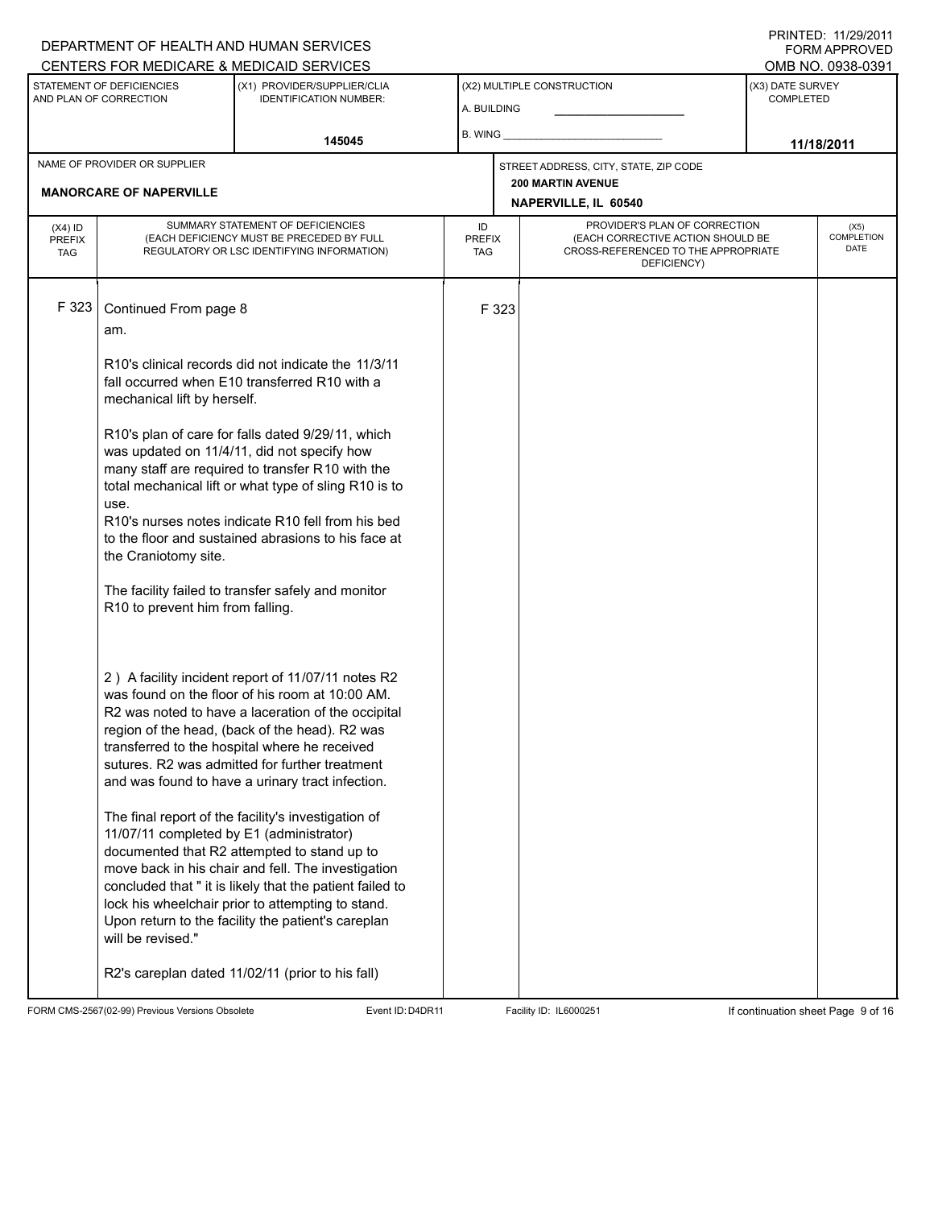DEPARTMENT OF HEALTH AND HUMAN SERVICES
CENTERS FOR MEDICARE & MEDICAID SERVICES

PRINTED: 11/29/2011
FORM APPROVED
OMB NO. 0938-0391

| STATEMENT OF DEFICIENCIES AND PLAN OF CORRECTION | (X1) PROVIDER/SUPPLIER/CLIA IDENTIFICATION NUMBER: | (X2) MULTIPLE CONSTRUCTION | (X3) DATE SURVEY COMPLETED |
|---|---|---|---|
| | 145045 | A. BUILDING<br>B. WING | 11/18/2011 |

| NAME OF PROVIDER OR SUPPLIER | STREET ADDRESS, CITY, STATE, ZIP CODE |
|---|---|
| MANORCARE OF NAPERVILLE | 200 MARTIN AVENUE<br>NAPERVILLE, IL 60540 |

| (X4) ID PREFIX TAG | SUMMARY STATEMENT OF DEFICIENCIES (EACH DEFICIENCY MUST BE PRECEDED BY FULL REGULATORY OR LSC IDENTIFYING INFORMATION) | ID PREFIX TAG | PROVIDER'S PLAN OF CORRECTION (EACH CORRECTIVE ACTION SHOULD BE CROSS-REFERENCED TO THE APPROPRIATE DEFICIENCY) | (X5) COMPLETION DATE |
|---|---|---|---|---|
| F 323 | Continued From page 8 | F 323 | | |

am.

R10's clinical records did not indicate the 11/3/11 fall occurred when E10 transferred R10 with a mechanical lift by herself.

R10's plan of care for falls dated 9/29/11, which was updated on 11/4/11, did not specify how many staff are required to transfer R10 with the total mechanical lift or what type of sling R10 is to use.
R10's nurses notes indicate R10 fell from his bed to the floor and sustained abrasions to his face at the Craniotomy site.

The facility failed to transfer safely and monitor R10 to prevent him from falling.

2 ) A facility incident report of 11/07/11 notes R2 was found on the floor of his room at 10:00 AM. R2 was noted to have a laceration of the occipital region of the head, (back of the head). R2 was transferred to the hospital where he received sutures. R2 was admitted for further treatment and was found to have a urinary tract infection.

The final report of the facility's investigation of 11/07/11 completed by E1 (administrator) documented that R2 attempted to stand up to move back in his chair and fell. The investigation concluded that " it is likely that the patient failed to lock his wheelchair prior to attempting to stand. Upon return to the facility the patient's careplan will be revised."

R2's careplan dated 11/02/11 (prior to his fall)

FORM CMS-2567(02-99) Previous Versions Obsolete Event ID: D4DR11 Facility ID: IL6000251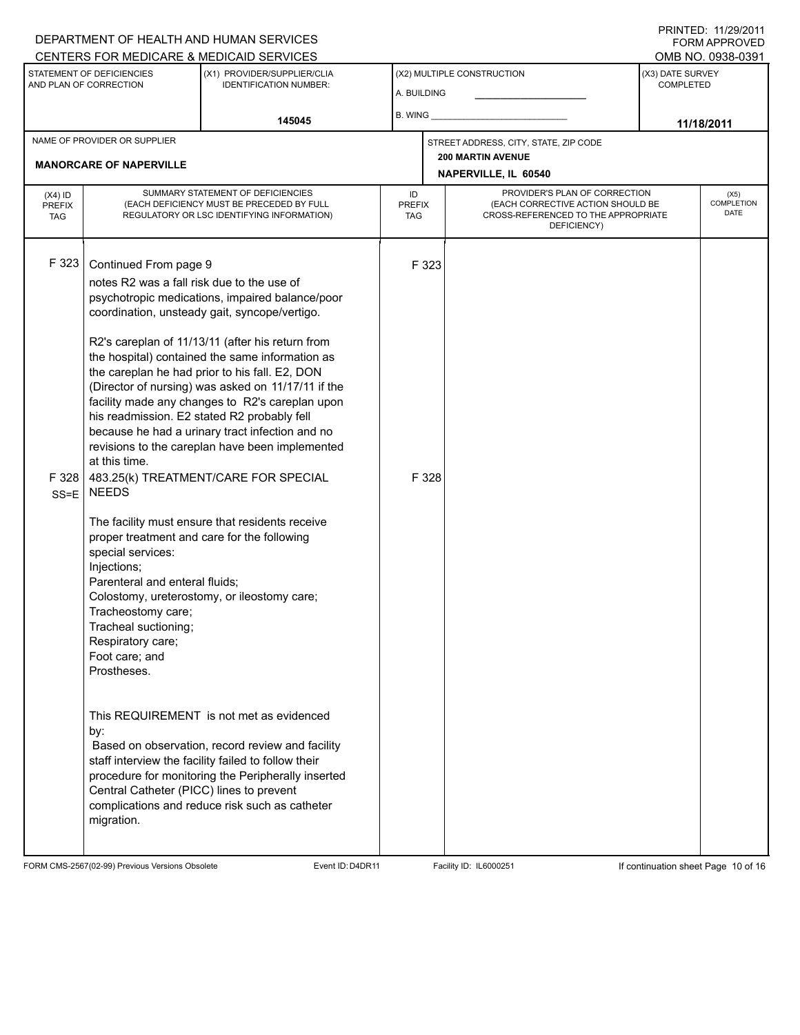DEPARTMENT OF HEALTH AND HUMAN SERVICES
CENTERS FOR MEDICARE & MEDICAID SERVICES

PRINTED: 11/29/2011
FORM APPROVED
OMB NO. 0938-0391

| STATEMENT OF DEFICIENCIES AND PLAN OF CORRECTION | (X1) PROVIDER/SUPPLIER/CLIA IDENTIFICATION NUMBER: | (X2) MULTIPLE CONSTRUCTION | (X3) DATE SURVEY COMPLETED |
|---|---|---|---|
| | 145045 | A. BUILDING ______ B. WING ______ | 11/18/2011 |

| NAME OF PROVIDER OR SUPPLIER | STREET ADDRESS, CITY, STATE, ZIP CODE |
|---|---|
| MANORCARE OF NAPERVILLE | 200 MARTIN AVENUE NAPERVILLE, IL 60540 |

| (X4) ID PREFIX TAG | SUMMARY STATEMENT OF DEFICIENCIES (EACH DEFICIENCY MUST BE PRECEDED BY FULL REGULATORY OR LSC IDENTIFYING INFORMATION) | ID PREFIX TAG | PROVIDER'S PLAN OF CORRECTION (EACH CORRECTIVE ACTION SHOULD BE CROSS-REFERENCED TO THE APPROPRIATE DEFICIENCY) | (X5) COMPLETION DATE |
|---|---|---|---|---|
| F 323 | Continued From page 9<br>notes R2 was a fall risk due to the use of psychotropic medications, impaired balance/poor coordination, unsteady gait, syncope/vertigo.<br><br>R2's careplan of 11/13/11 (after his return from the hospital) contained the same information as the careplan he had prior to his fall. E2, DON (Director of nursing) was asked on 11/17/11 if the facility made any changes to R2's careplan upon his readmission. E2 stated R2 probably fell because he had a urinary tract infection and no revisions to the careplan have been implemented at this time. | F 323 | | |
| F 328 SS=E | 483.25(k) TREATMENT/CARE FOR SPECIAL NEEDS<br><br>The facility must ensure that residents receive proper treatment and care for the following special services:<br>Injections;<br>Parenteral and enteral fluids;<br>Colostomy, ureterostomy, or ileostomy care;<br>Tracheostomy care;<br>Tracheal suctioning;<br>Respiratory care;<br>Foot care; and<br>Prostheses.<br><br>This REQUIREMENT is not met as evidenced by:<br>Based on observation, record review and facility staff interview the facility failed to follow their procedure for monitoring the Peripherally inserted Central Catheter (PICC) lines to prevent complications and reduce risk such as catheter migration. | F 328 | | |

FORM CMS-2567(02-99) Previous Versions Obsolete Event ID: D4DR11 Facility ID: IL6000251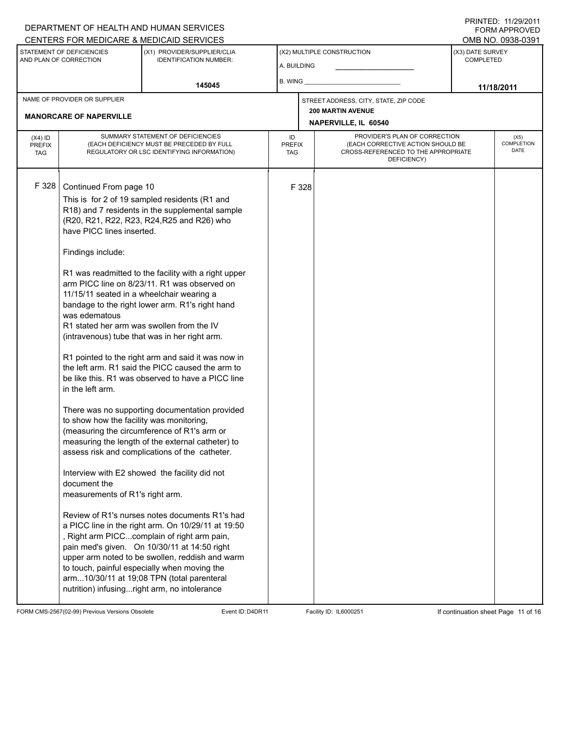DEPARTMENT OF HEALTH AND HUMAN SERVICES
CENTERS FOR MEDICARE & MEDICAID SERVICES

PRINTED: 11/29/2011
FORM APPROVED
OMB NO. 0938-0391

| STATEMENT OF DEFICIENCIES AND PLAN OF CORRECTION | (X1) PROVIDER/SUPPLIER/CLIA IDENTIFICATION NUMBER: | (X2) MULTIPLE CONSTRUCTION | (X3) DATE SURVEY COMPLETED |
|---|---|---|---|
| | 145045 | A. BUILDING ___ B. WING ___ | 11/18/2011 |

| NAME OF PROVIDER OR SUPPLIER | STREET ADDRESS, CITY, STATE, ZIP CODE |
|---|---|
| MANORCARE OF NAPERVILLE | 200 MARTIN AVENUE NAPERVILLE, IL 60540 |

| (X4) ID PREFIX TAG | SUMMARY STATEMENT OF DEFICIENCIES (EACH DEFICIENCY MUST BE PRECEDED BY FULL REGULATORY OR LSC IDENTIFYING INFORMATION) | ID PREFIX TAG | PROVIDER'S PLAN OF CORRECTION (EACH CORRECTIVE ACTION SHOULD BE CROSS-REFERENCED TO THE APPROPRIATE DEFICIENCY) | (X5) COMPLETION DATE |
|---|---|---|---|---|
| F 328 | Continued From page 10 | F 328 | | |

This is for 2 of 19 sampled residents (R1 and R18) and 7 residents in the supplemental sample (R20, R21, R22, R23, R24,R25 and R26) who have PICC lines inserted.

Findings include:

R1 was readmitted to the facility with a right upper arm PICC line on 8/23/11. R1 was observed on 11/15/11 seated in a wheelchair wearing a bandage to the right lower arm. R1's right hand was edematous
R1 stated her arm was swollen from the IV (intravenous) tube that was in her right arm.

R1 pointed to the right arm and said it was now in the left arm. R1 said the PICC caused the arm to be like this. R1 was observed to have a PICC line in the left arm.

There was no supporting documentation provided to show how the facility was monitoring, (measuring the circumference of R1's arm or measuring the length of the external catheter) to assess risk and complications of the catheter.

Interview with E2 showed the facility did not document the
measurements of R1's right arm.

Review of R1's nurses notes documents R1's had a PICC line in the right arm. On 10/29/11 at 19:50 , Right arm PICC...complain of right arm pain, pain med's given. On 10/30/11 at 14:50 right upper arm noted to be swollen, reddish and warm to touch, painful especially when moving the arm...10/30/11 at 19;08 TPN (total parenteral nutrition) infusing...right arm, no intolerance

FORM CMS-2567(02-99) Previous Versions Obsolete | Event ID: D4DR11 | Facility ID: IL6000251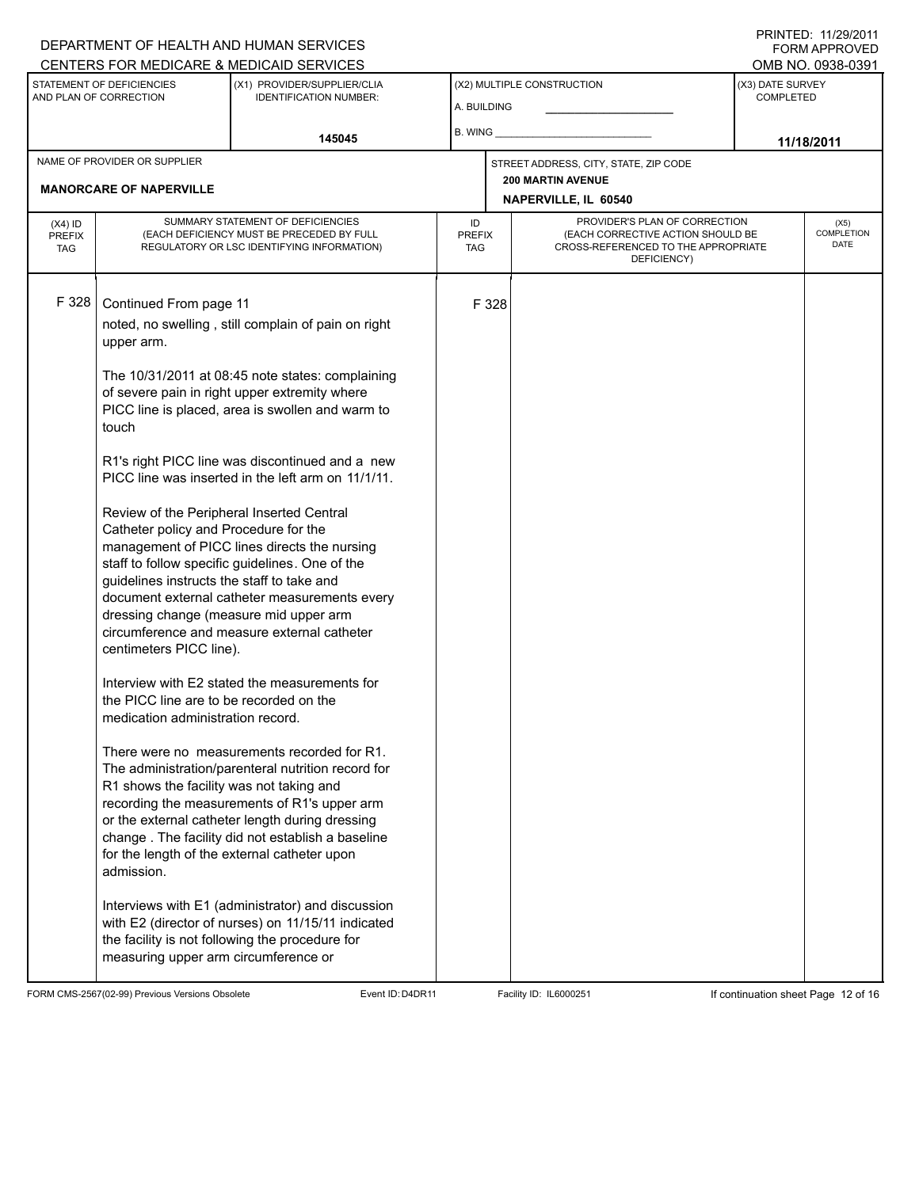DEPARTMENT OF HEALTH AND HUMAN SERVICES
CENTERS FOR MEDICARE & MEDICAID SERVICES

PRINTED: 11/29/2011
FORM APPROVED
OMB NO. 0938-0391

| STATEMENT OF DEFICIENCIES AND PLAN OF CORRECTION | (X1) PROVIDER/SUPPLIER/CLIA IDENTIFICATION NUMBER: | (X2) MULTIPLE CONSTRUCTION | (X3) DATE SURVEY COMPLETED |
|---|---|---|---|
| | 145045 | A. BUILDING<br>B. WING | 11/18/2011 |

| NAME OF PROVIDER OR SUPPLIER | STREET ADDRESS, CITY, STATE, ZIP CODE |
|---|---|
| MANORCARE OF NAPERVILLE | 200 MARTIN AVENUE<br>NAPERVILLE, IL 60540 |

| (X4) ID PREFIX TAG | SUMMARY STATEMENT OF DEFICIENCIES (EACH DEFICIENCY MUST BE PRECEDED BY FULL REGULATORY OR LSC IDENTIFYING INFORMATION) | ID PREFIX TAG | PROVIDER'S PLAN OF CORRECTION (EACH CORRECTIVE ACTION SHOULD BE CROSS-REFERENCED TO THE APPROPRIATE DEFICIENCY) | (X5) COMPLETION DATE |
|---|---|---|---|---|
| F 328 | Continued From page 11 | F 328 | | |

noted, no swelling , still complain of pain on right upper arm.

The 10/31/2011 at 08:45 note states: complaining of severe pain in right upper extremity where PICC line is placed, area is swollen and warm to touch

R1's right PICC line was discontinued and a new PICC line was inserted in the left arm on 11/1/11.

Review of the Peripheral Inserted Central Catheter policy and Procedure for the management of PICC lines directs the nursing staff to follow specific guidelines. One of the guidelines instructs the staff to take and document external catheter measurements every dressing change (measure mid upper arm circumference and measure external catheter centimeters PICC line).

Interview with E2 stated the measurements for the PICC line are to be recorded on the medication administration record.

There were no measurements recorded for R1. The administration/parenteral nutrition record for R1 shows the facility was not taking and recording the measurements of R1's upper arm or the external catheter length during dressing change . The facility did not establish a baseline for the length of the external catheter upon admission.

Interviews with E1 (administrator) and discussion with E2 (director of nurses) on 11/15/11 indicated the facility is not following the procedure for measuring upper arm circumference or

FORM CMS-2567(02-99) Previous Versions Obsolete Event ID: D4DR11 Facility ID: IL6000251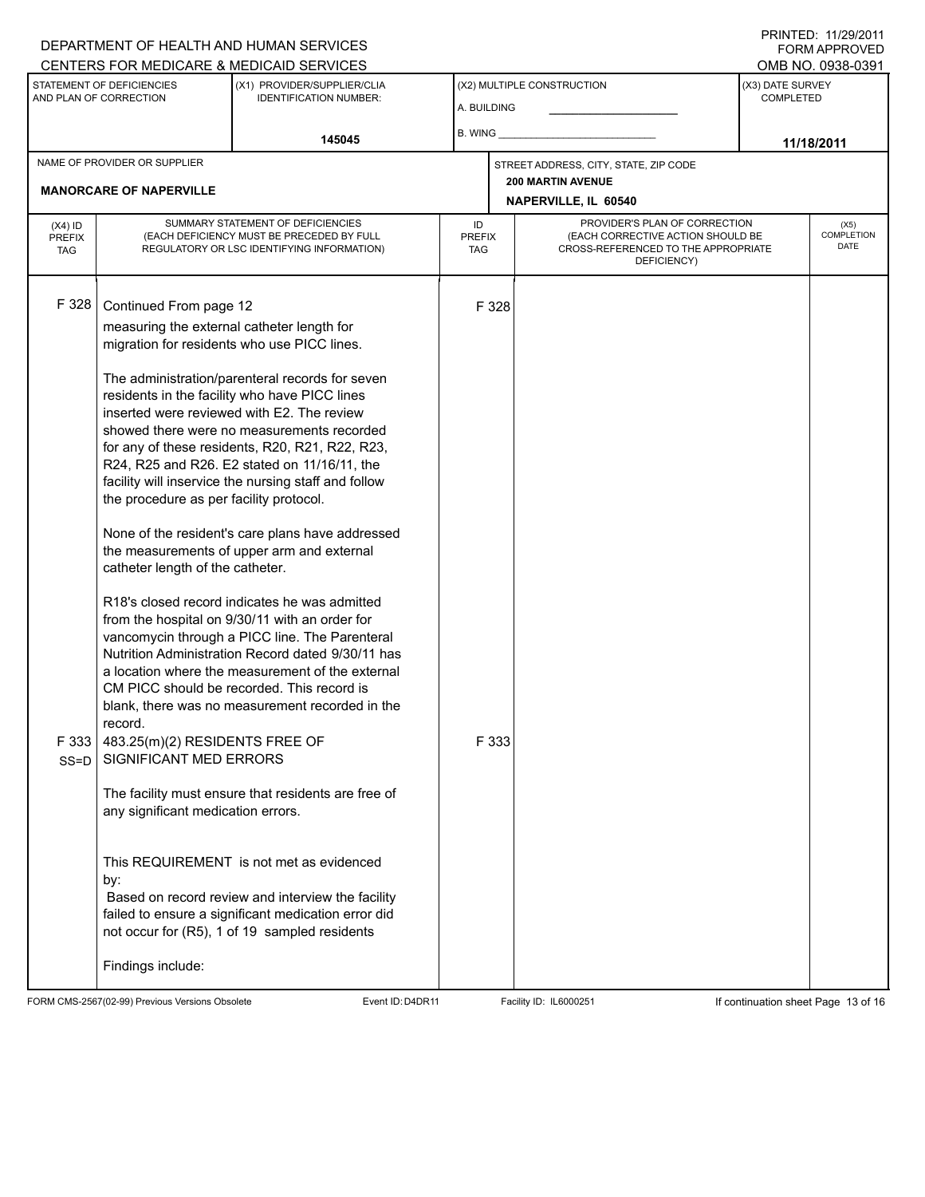DEPARTMENT OF HEALTH AND HUMAN SERVICES
CENTERS FOR MEDICARE & MEDICAID SERVICES

PRINTED: 11/29/2011
FORM APPROVED
OMB NO. 0938-0391

| STATEMENT OF DEFICIENCIES AND PLAN OF CORRECTION | (X1) PROVIDER/SUPPLIER/CLIA IDENTIFICATION NUMBER: | (X2) MULTIPLE CONSTRUCTION | (X3) DATE SURVEY COMPLETED |
|---|---|---|---|
| | 145045 | A. BUILDING<br>B. WING | 11/18/2011 |

| NAME OF PROVIDER OR SUPPLIER | STREET ADDRESS, CITY, STATE, ZIP CODE |
|---|---|
| MANORCARE OF NAPERVILLE | 200 MARTIN AVENUE<br>NAPERVILLE, IL 60540 |

| (X4) ID PREFIX TAG | SUMMARY STATEMENT OF DEFICIENCIES (EACH DEFICIENCY MUST BE PRECEDED BY FULL REGULATORY OR LSC IDENTIFYING INFORMATION) | ID PREFIX TAG | PROVIDER'S PLAN OF CORRECTION (EACH CORRECTIVE ACTION SHOULD BE CROSS-REFERENCED TO THE APPROPRIATE DEFICIENCY) | (X5) COMPLETION DATE |
|---|---|---|---|---|
| F 328 | Continued From page 12<br>measuring the external catheter length for migration for residents who use PICC lines.<br><br>The administration/parenteral records for seven residents in the facility who have PICC lines inserted were reviewed with E2. The review showed there were no measurements recorded for any of these residents, R20, R21, R22, R23, R24, R25 and R26. E2 stated on 11/16/11, the facility will inservice the nursing staff and follow the procedure as per facility protocol.<br><br>None of the resident's care plans have addressed the measurements of upper arm and external catheter length of the catheter.<br><br>R18's closed record indicates he was admitted from the hospital on 9/30/11 with an order for vancomycin through a PICC line. The Parenteral Nutrition Administration Record dated 9/30/11 has a location where the measurement of the external CM PICC should be recorded. This record is blank, there was no measurement recorded in the record. | F 328 | | |
| F 333<br>SS=D | 483.25(m)(2) RESIDENTS FREE OF SIGNIFICANT MED ERRORS<br><br>The facility must ensure that residents are free of any significant medication errors.<br><br>This REQUIREMENT is not met as evidenced by:<br>Based on record review and interview the facility failed to ensure a significant medication error did not occur for (R5), 1 of 19 sampled residents<br><br>Findings include: | F 333 | | |

FORM CMS-2567(02-99) Previous Versions Obsolete    Event ID: D4DR11    Facility ID: IL6000251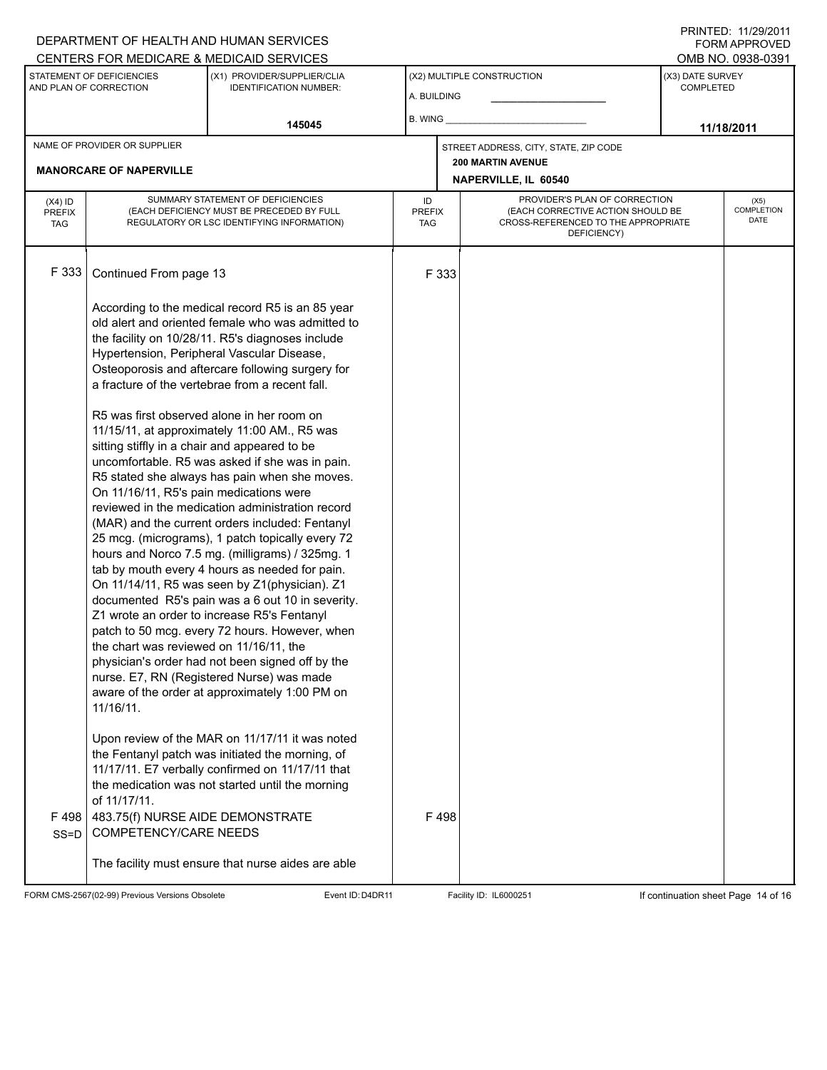DEPARTMENT OF HEALTH AND HUMAN SERVICES
CENTERS FOR MEDICARE & MEDICAID SERVICES

PRINTED: 11/29/2011
FORM APPROVED
OMB NO. 0938-0391

| STATEMENT OF DEFICIENCIES AND PLAN OF CORRECTION | (X1) PROVIDER/SUPPLIER/CLIA IDENTIFICATION NUMBER: | (X2) MULTIPLE CONSTRUCTION | (X3) DATE SURVEY COMPLETED |
|---|---|---|---|
| | 145045 | A. BUILDING<br>B. WING | 11/18/2011 |

| NAME OF PROVIDER OR SUPPLIER | STREET ADDRESS, CITY, STATE, ZIP CODE |
|---|---|
| MANORCARE OF NAPERVILLE | 200 MARTIN AVENUE<br>NAPERVILLE, IL 60540 |

| (X4) ID PREFIX TAG | SUMMARY STATEMENT OF DEFICIENCIES (EACH DEFICIENCY MUST BE PRECEDED BY FULL REGULATORY OR LSC IDENTIFYING INFORMATION) | ID PREFIX TAG | PROVIDER'S PLAN OF CORRECTION (EACH CORRECTIVE ACTION SHOULD BE CROSS-REFERENCED TO THE APPROPRIATE DEFICIENCY) | (X5) COMPLETION DATE |
|---|---|---|---|---|
| F 333 | Continued From page 13<br><br>According to the medical record R5 is an 85 year old alert and oriented female who was admitted to the facility on 10/28/11. R5's diagnoses include Hypertension, Peripheral Vascular Disease, Osteoporosis and aftercare following surgery for a fracture of the vertebrae from a recent fall.<br><br>R5 was first observed alone in her room on 11/15/11, at approximately 11:00 AM., R5 was sitting stiffly in a chair and appeared to be uncomfortable. R5 was asked if she was in pain. R5 stated she always has pain when she moves. On 11/16/11, R5's pain medications were reviewed in the medication administration record (MAR) and the current orders included: Fentanyl 25 mcg. (micrograms), 1 patch topically every 72 hours and Norco 7.5 mg. (milligrams) / 325mg. 1 tab by mouth every 4 hours as needed for pain. On 11/14/11, R5 was seen by Z1(physician). Z1 documented R5's pain was a 6 out 10 in severity. Z1 wrote an order to increase R5's Fentanyl patch to 50 mcg. every 72 hours. However, when the chart was reviewed on 11/16/11, the physician's order had not been signed off by the nurse. E7, RN (Registered Nurse) was made aware of the order at approximately 1:00 PM on 11/16/11.<br><br>Upon review of the MAR on 11/17/11 it was noted the Fentanyl patch was initiated the morning, of 11/17/11. E7 verbally confirmed on 11/17/11 that the medication was not started until the morning of 11/17/11. | F 333 | | |
| F 498<br>SS=D | 483.75(f) NURSE AIDE DEMONSTRATE COMPETENCY/CARE NEEDS<br><br>The facility must ensure that nurse aides are able | F 498 | | |

FORM CMS-2567(02-99) Previous Versions Obsolete | Event ID: D4DR11 | Facility ID: IL6000251 | If continuation sheet Page 14 of 16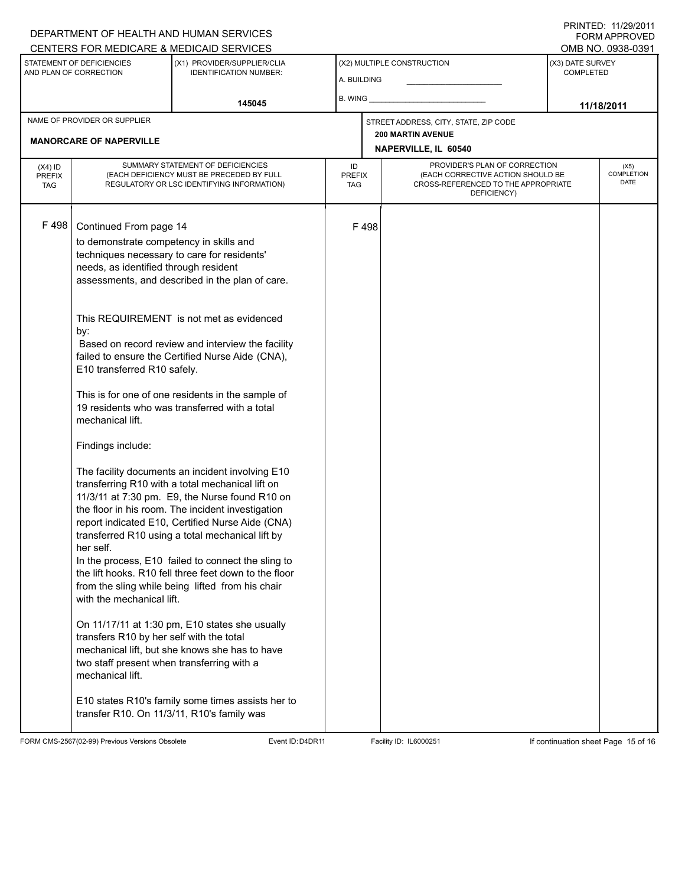DEPARTMENT OF HEALTH AND HUMAN SERVICES
CENTERS FOR MEDICARE & MEDICAID SERVICES

PRINTED: 11/29/2011
FORM APPROVED
OMB NO. 0938-0391

| STATEMENT OF DEFICIENCIES AND PLAN OF CORRECTION | (X1) PROVIDER/SUPPLIER/CLIA IDENTIFICATION NUMBER: | (X2) MULTIPLE CONSTRUCTION | (X3) DATE SURVEY COMPLETED |
|---|---|---|---|
| | 145045 | A. BUILDING<br>B. WING | 11/18/2011 |

| NAME OF PROVIDER OR SUPPLIER | STREET ADDRESS, CITY, STATE, ZIP CODE |
|---|---|
| MANORCARE OF NAPERVILLE | 200 MARTIN AVENUE<br>NAPERVILLE, IL 60540 |

| (X4) ID PREFIX TAG | SUMMARY STATEMENT OF DEFICIENCIES (EACH DEFICIENCY MUST BE PRECEDED BY FULL REGULATORY OR LSC IDENTIFYING INFORMATION) | ID PREFIX TAG | PROVIDER'S PLAN OF CORRECTION (EACH CORRECTIVE ACTION SHOULD BE CROSS-REFERENCED TO THE APPROPRIATE DEFICIENCY) | (X5) COMPLETION DATE |
|---|---|---|---|---|
| F 498 | Continued From page 14 | F 498 | | |

to demonstrate competency in skills and techniques necessary to care for residents' needs, as identified through resident assessments, and described in the plan of care.

This REQUIREMENT is not met as evidenced by:
Based on record review and interview the facility failed to ensure the Certified Nurse Aide (CNA), E10 transferred R10 safely.

This is for one of one residents in the sample of 19 residents who was transferred with a total mechanical lift.

Findings include:

The facility documents an incident involving E10 transferring R10 with a total mechanical lift on 11/3/11 at 7:30 pm. E9, the Nurse found R10 on the floor in his room. The incident investigation report indicated E10, Certified Nurse Aide (CNA) transferred R10 using a total mechanical lift by her self.
In the process, E10 failed to connect the sling to the lift hooks. R10 fell three feet down to the floor from the sling while being lifted from his chair with the mechanical lift.

On 11/17/11 at 1:30 pm, E10 states she usually transfers R10 by her self with the total mechanical lift, but she knows she has to have two staff present when transferring with a mechanical lift.

E10 states R10's family some times assists her to transfer R10. On 11/3/11, R10's family was

FORM CMS-2567(02-99) Previous Versions Obsolete — Event ID: D4DR11 — Facility ID: IL6000251 — If continuation sheet Page 15 of 16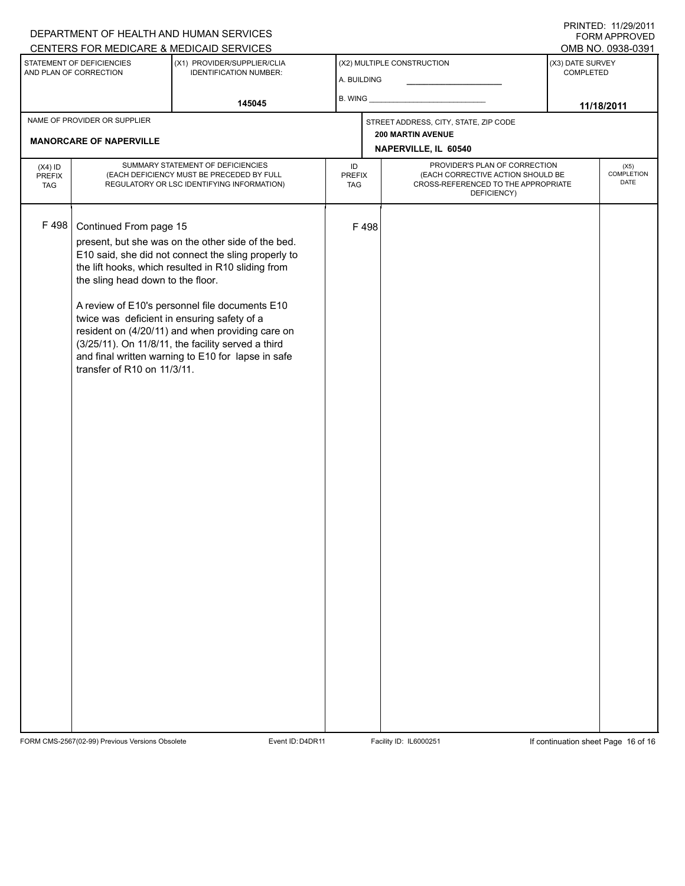DEPARTMENT OF HEALTH AND HUMAN SERVICES
CENTERS FOR MEDICARE & MEDICAID SERVICES

PRINTED: 11/29/2011
FORM APPROVED
OMB NO. 0938-0391

| STATEMENT OF DEFICIENCIES AND PLAN OF CORRECTION | (X1) PROVIDER/SUPPLIER/CLIA IDENTIFICATION NUMBER: | (X2) MULTIPLE CONSTRUCTION | (X3) DATE SURVEY COMPLETED |
|---|---|---|---|
| | 145045 | A. BUILDING ______ B. WING ______ | 11/18/2011 |

| NAME OF PROVIDER OR SUPPLIER | STREET ADDRESS, CITY, STATE, ZIP CODE |
|---|---|
| MANORCARE OF NAPERVILLE | 200 MARTIN AVENUE NAPERVILLE, IL 60540 |

| (X4) ID PREFIX TAG | SUMMARY STATEMENT OF DEFICIENCIES (EACH DEFICIENCY MUST BE PRECEDED BY FULL REGULATORY OR LSC IDENTIFYING INFORMATION) | ID PREFIX TAG | PROVIDER'S PLAN OF CORRECTION (EACH CORRECTIVE ACTION SHOULD BE CROSS-REFERENCED TO THE APPROPRIATE DEFICIENCY) | (X5) COMPLETION DATE |
|---|---|---|---|---|
| F 498 | Continued From page 15<br>present, but she was on the other side of the bed. E10 said, she did not connect the sling properly to the lift hooks, which resulted in R10 sliding from the sling head down to the floor.<br><br>A review of E10's personnel file documents E10 twice was deficient in ensuring safety of a resident on (4/20/11) and when providing care on (3/25/11). On 11/8/11, the facility served a third and final written warning to E10 for lapse in safe transfer of R10 on 11/3/11. | F 498 | | |

FORM CMS-2567(02-99) Previous Versions Obsolete Event ID: D4DR11 Facility ID: IL6000251